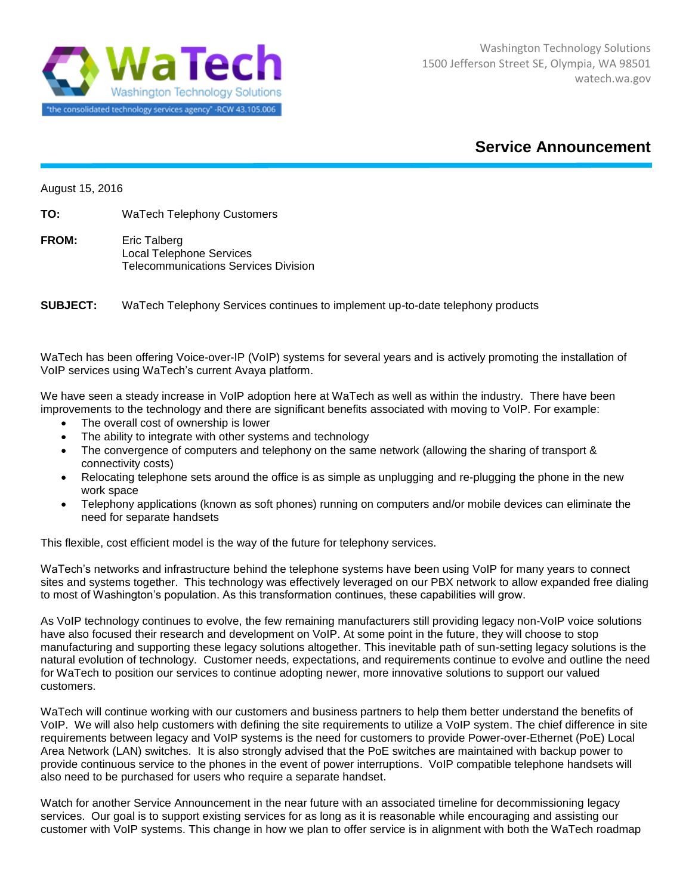WaTech
Washington Technology Solutions
"the consolidated technology services agency" -RCW 43.105.006

Washington Technology Solutions
1500 Jefferson Street SE, Olympia, WA 98501
watech.wa.gov

# Service Announcement

August 15, 2016

**TO:** WaTech Telephony Customers

**FROM:** Eric Talberg
Local Telephone Services
Telecommunications Services Division

**SUBJECT:** WaTech Telephony Services continues to implement up-to-date telephony products

WaTech has been offering Voice-over-IP (VoIP) systems for several years and is actively promoting the installation of VoIP services using WaTech's current Avaya platform.

We have seen a steady increase in VoIP adoption here at WaTech as well as within the industry. There have been improvements to the technology and there are significant benefits associated with moving to VoIP. For example:

- The overall cost of ownership is lower
- The ability to integrate with other systems and technology
- The convergence of computers and telephony on the same network (allowing the sharing of transport & connectivity costs)
- Relocating telephone sets around the office is as simple as unplugging and re-plugging the phone in the new work space
- Telephony applications (known as soft phones) running on computers and/or mobile devices can eliminate the need for separate handsets

This flexible, cost efficient model is the way of the future for telephony services.

WaTech's networks and infrastructure behind the telephone systems have been using VoIP for many years to connect sites and systems together. This technology was effectively leveraged on our PBX network to allow expanded free dialing to most of Washington's population. As this transformation continues, these capabilities will grow.

As VoIP technology continues to evolve, the few remaining manufacturers still providing legacy non-VoIP voice solutions have also focused their research and development on VoIP. At some point in the future, they will choose to stop manufacturing and supporting these legacy solutions altogether. This inevitable path of sun-setting legacy solutions is the natural evolution of technology. Customer needs, expectations, and requirements continue to evolve and outline the need for WaTech to position our services to continue adopting newer, more innovative solutions to support our valued customers.

WaTech will continue working with our customers and business partners to help them better understand the benefits of VoIP. We will also help customers with defining the site requirements to utilize a VoIP system. The chief difference in site requirements between legacy and VoIP systems is the need for customers to provide Power-over-Ethernet (PoE) Local Area Network (LAN) switches. It is also strongly advised that the PoE switches are maintained with backup power to provide continuous service to the phones in the event of power interruptions. VoIP compatible telephone handsets will also need to be purchased for users who require a separate handset.

Watch for another Service Announcement in the near future with an associated timeline for decommissioning legacy services. Our goal is to support existing services for as long as it is reasonable while encouraging and assisting our customer with VoIP systems. This change in how we plan to offer service is in alignment with both the WaTech roadmap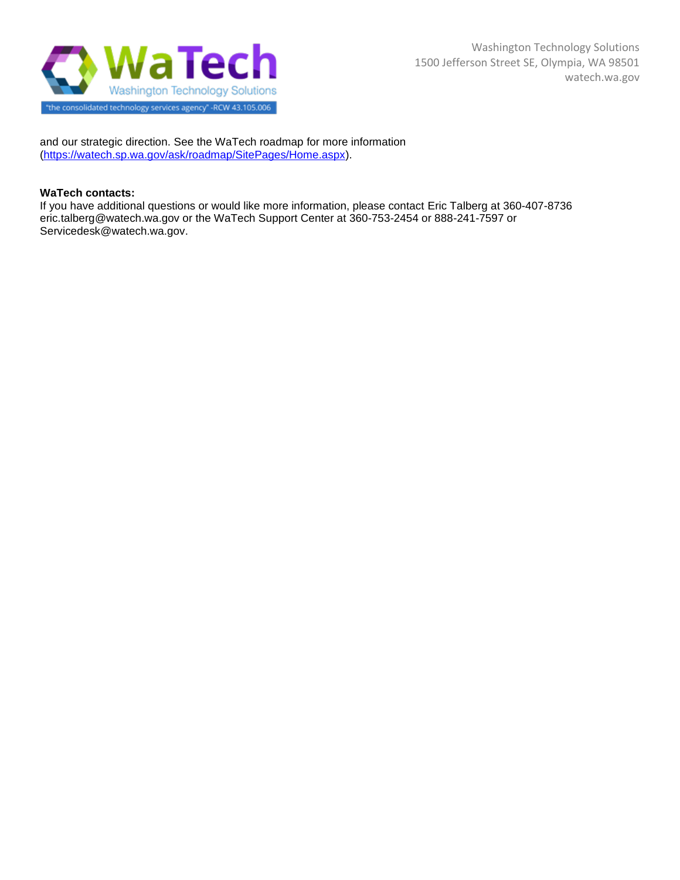and our strategic direction. See the WaTech roadmap for more information ([https://watech.sp.wa.gov/ask/roadmap/SitePages/Home.aspx](https://watech.sp.wa.gov/ask/roadmap/SitePages/Home.aspx)).

**WaTech contacts:**
If you have additional questions or would like more information, please contact Eric Talberg at 360-407-8736 eric.talberg@watech.wa.gov or the WaTech Support Center at 360-753-2454 or 888-241-7597 or Servicedesk@watech.wa.gov.